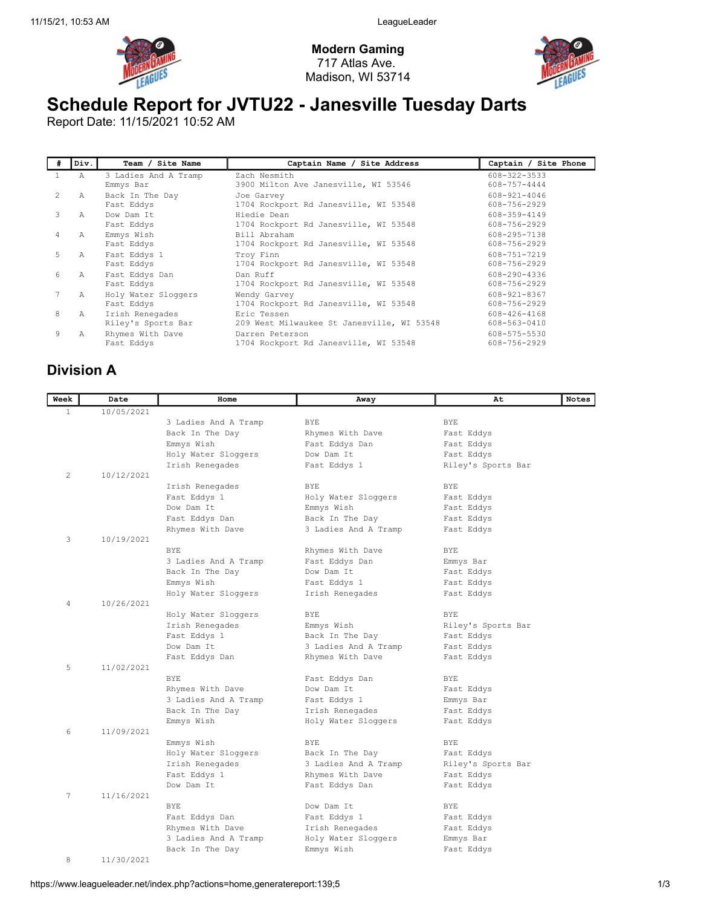**Modern Gaming**
717 Atlas Ave.
Madison, WI 53714

# Schedule Report for JVTU22 - Janesville Tuesday Darts

Report Date: 11/15/2021 10:52 AM

| # | Div. | Team / Site Name | Captain Name / Site Address | Captain / Site Phone |
|---|---|---|---|---|
| 1 | A | 3 Ladies And A Tramp<br>Emmys Bar | Zach Nesmith<br>3900 Milton Ave Janesville, WI 53546 | 608-322-3533<br>608-757-4444 |
| 2 | A | Back In The Day<br>Fast Eddys | Joe Garvey<br>1704 Rockport Rd Janesville, WI 53548 | 608-921-4046<br>608-756-2929 |
| 3 | A | Dow Dam It<br>Fast Eddys | Hiedie Dean<br>1704 Rockport Rd Janesville, WI 53548 | 608-359-4149<br>608-756-2929 |
| 4 | A | Emmys Wish<br>Fast Eddys | Bill Abraham<br>1704 Rockport Rd Janesville, WI 53548 | 608-295-7138<br>608-756-2929 |
| 5 | A | Fast Eddys 1<br>Fast Eddys | Troy Finn<br>1704 Rockport Rd Janesville, WI 53548 | 608-751-7219<br>608-756-2929 |
| 6 | A | Fast Eddys Dan<br>Fast Eddys | Dan Ruff<br>1704 Rockport Rd Janesville, WI 53548 | 608-290-4336<br>608-756-2929 |
| 7 | A | Holy Water Sloggers<br>Fast Eddys | Wendy Garvey<br>1704 Rockport Rd Janesville, WI 53548 | 608-921-8367<br>608-756-2929 |
| 8 | A | Irish Renegades<br>Riley's Sports Bar | Eric Tessen<br>209 West Milwaukee St Janesville, WI 53548 | 608-426-4168<br>608-563-0410 |
| 9 | A | Rhymes With Dave<br>Fast Eddys | Darren Peterson<br>1704 Rockport Rd Janesville, WI 53548 | 608-575-5530<br>608-756-2929 |

## Division A

| Week | Date | Home | Away | At | Notes |
|---|---|---|---|---|---|
| 1 | 10/05/2021 | | | | |
| | | 3 Ladies And A Tramp | BYE | BYE | |
| | | Back In The Day | Rhymes With Dave | Fast Eddys | |
| | | Emmys Wish | Fast Eddys Dan | Fast Eddys | |
| | | Holy Water Sloggers | Dow Dam It | Fast Eddys | |
| | | Irish Renegades | Fast Eddys 1 | Riley's Sports Bar | |
| 2 | 10/12/2021 | | | | |
| | | Irish Renegades | BYE | BYE | |
| | | Fast Eddys 1 | Holy Water Sloggers | Fast Eddys | |
| | | Dow Dam It | Emmys Wish | Fast Eddys | |
| | | Fast Eddys Dan | Back In The Day | Fast Eddys | |
| | | Rhymes With Dave | 3 Ladies And A Tramp | Fast Eddys | |
| 3 | 10/19/2021 | | | | |
| | | BYE | Rhymes With Dave | BYE | |
| | | 3 Ladies And A Tramp | Fast Eddys Dan | Emmys Bar | |
| | | Back In The Day | Dow Dam It | Fast Eddys | |
| | | Emmys Wish | Fast Eddys 1 | Fast Eddys | |
| | | Holy Water Sloggers | Irish Renegades | Fast Eddys | |
| 4 | 10/26/2021 | | | | |
| | | Holy Water Sloggers | BYE | BYE | |
| | | Irish Renegades | Emmys Wish | Riley's Sports Bar | |
| | | Fast Eddys 1 | Back In The Day | Fast Eddys | |
| | | Dow Dam It | 3 Ladies And A Tramp | Fast Eddys | |
| | | Fast Eddys Dan | Rhymes With Dave | Fast Eddys | |
| 5 | 11/02/2021 | | | | |
| | | BYE | Fast Eddys Dan | BYE | |
| | | Rhymes With Dave | Dow Dam It | Fast Eddys | |
| | | 3 Ladies And A Tramp | Fast Eddys 1 | Emmys Bar | |
| | | Back In The Day | Irish Renegades | Fast Eddys | |
| | | Emmys Wish | Holy Water Sloggers | Fast Eddys | |
| 6 | 11/09/2021 | | | | |
| | | Emmys Wish | BYE | BYE | |
| | | Holy Water Sloggers | Back In The Day | Fast Eddys | |
| | | Irish Renegades | 3 Ladies And A Tramp | Riley's Sports Bar | |
| | | Fast Eddys 1 | Rhymes With Dave | Fast Eddys | |
| | | Dow Dam It | Fast Eddys Dan | Fast Eddys | |
| 7 | 11/16/2021 | | | | |
| | | BYE | Dow Dam It | BYE | |
| | | Fast Eddys Dan | Fast Eddys 1 | Fast Eddys | |
| | | Rhymes With Dave | Irish Renegades | Fast Eddys | |
| | | 3 Ladies And A Tramp | Holy Water Sloggers | Emmys Bar | |
| | | Back In The Day | Emmys Wish | Fast Eddys | |
| 8 | 11/30/2021 | | | | |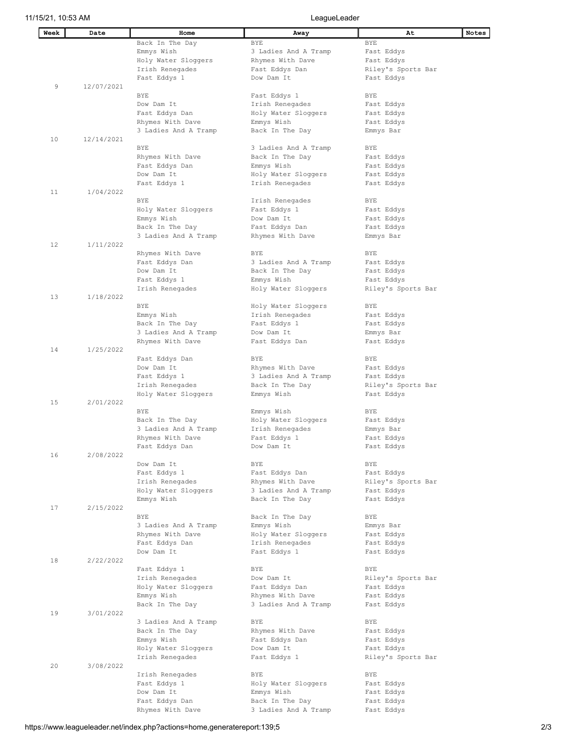| Week | Date | Home | Away | At | Notes |
|---|---|---|---|---|---|
| | | Back In The Day | BYE | BYE | |
| | | Emmys Wish | 3 Ladies And A Tramp | Fast Eddys | |
| | | Holy Water Sloggers | Rhymes With Dave | Fast Eddys | |
| | | Irish Renegades | Fast Eddys Dan | Riley's Sports Bar | |
| | | Fast Eddys 1 | Dow Dam It | Fast Eddys | |
| 9 | 12/07/2021 | | | | |
| | | BYE | Fast Eddys 1 | BYE | |
| | | Dow Dam It | Irish Renegades | Fast Eddys | |
| | | Fast Eddys Dan | Holy Water Sloggers | Fast Eddys | |
| | | Rhymes With Dave | Emmys Wish | Fast Eddys | |
| | | 3 Ladies And A Tramp | Back In The Day | Emmys Bar | |
| 10 | 12/14/2021 | | | | |
| | | BYE | 3 Ladies And A Tramp | BYE | |
| | | Rhymes With Dave | Back In The Day | Fast Eddys | |
| | | Fast Eddys Dan | Emmys Wish | Fast Eddys | |
| | | Dow Dam It | Holy Water Sloggers | Fast Eddys | |
| | | Fast Eddys 1 | Irish Renegades | Fast Eddys | |
| 11 | 1/04/2022 | | | | |
| | | BYE | Irish Renegades | BYE | |
| | | Holy Water Sloggers | Fast Eddys 1 | Fast Eddys | |
| | | Emmys Wish | Dow Dam It | Fast Eddys | |
| | | Back In The Day | Fast Eddys Dan | Fast Eddys | |
| | | 3 Ladies And A Tramp | Rhymes With Dave | Emmys Bar | |
| 12 | 1/11/2022 | | | | |
| | | Rhymes With Dave | BYE | BYE | |
| | | Fast Eddys Dan | 3 Ladies And A Tramp | Fast Eddys | |
| | | Dow Dam It | Back In The Day | Fast Eddys | |
| | | Fast Eddys 1 | Emmys Wish | Fast Eddys | |
| | | Irish Renegades | Holy Water Sloggers | Riley's Sports Bar | |
| 13 | 1/18/2022 | | | | |
| | | BYE | Holy Water Sloggers | BYE | |
| | | Emmys Wish | Irish Renegades | Fast Eddys | |
| | | Back In The Day | Fast Eddys 1 | Fast Eddys | |
| | | 3 Ladies And A Tramp | Dow Dam It | Emmys Bar | |
| | | Rhymes With Dave | Fast Eddys Dan | Fast Eddys | |
| 14 | 1/25/2022 | | | | |
| | | Fast Eddys Dan | BYE | BYE | |
| | | Dow Dam It | Rhymes With Dave | Fast Eddys | |
| | | Fast Eddys 1 | 3 Ladies And A Tramp | Fast Eddys | |
| | | Irish Renegades | Back In The Day | Riley's Sports Bar | |
| | | Holy Water Sloggers | Emmys Wish | Fast Eddys | |
| 15 | 2/01/2022 | | | | |
| | | BYE | Emmys Wish | BYE | |
| | | Back In The Day | Holy Water Sloggers | Fast Eddys | |
| | | 3 Ladies And A Tramp | Irish Renegades | Emmys Bar | |
| | | Rhymes With Dave | Fast Eddys 1 | Fast Eddys | |
| | | Fast Eddys Dan | Dow Dam It | Fast Eddys | |
| 16 | 2/08/2022 | | | | |
| | | Dow Dam It | BYE | BYE | |
| | | Fast Eddys 1 | Fast Eddys Dan | Fast Eddys | |
| | | Irish Renegades | Rhymes With Dave | Riley's Sports Bar | |
| | | Holy Water Sloggers | 3 Ladies And A Tramp | Fast Eddys | |
| | | Emmys Wish | Back In The Day | Fast Eddys | |
| 17 | 2/15/2022 | | | | |
| | | BYE | Back In The Day | BYE | |
| | | 3 Ladies And A Tramp | Emmys Wish | Emmys Bar | |
| | | Rhymes With Dave | Holy Water Sloggers | Fast Eddys | |
| | | Fast Eddys Dan | Irish Renegades | Fast Eddys | |
| | | Dow Dam It | Fast Eddys 1 | Fast Eddys | |
| 18 | 2/22/2022 | | | | |
| | | Fast Eddys 1 | BYE | BYE | |
| | | Irish Renegades | Dow Dam It | Riley's Sports Bar | |
| | | Holy Water Sloggers | Fast Eddys Dan | Fast Eddys | |
| | | Emmys Wish | Rhymes With Dave | Fast Eddys | |
| | | Back In The Day | 3 Ladies And A Tramp | Fast Eddys | |
| 19 | 3/01/2022 | | | | |
| | | 3 Ladies And A Tramp | BYE | BYE | |
| | | Back In The Day | Rhymes With Dave | Fast Eddys | |
| | | Emmys Wish | Fast Eddys Dan | Fast Eddys | |
| | | Holy Water Sloggers | Dow Dam It | Fast Eddys | |
| | | Irish Renegades | Fast Eddys 1 | Riley's Sports Bar | |
| 20 | 3/08/2022 | | | | |
| | | Irish Renegades | BYE | BYE | |
| | | Fast Eddys 1 | Holy Water Sloggers | Fast Eddys | |
| | | Dow Dam It | Emmys Wish | Fast Eddys | |
| | | Fast Eddys Dan | Back In The Day | Fast Eddys | |
| | | Rhymes With Dave | 3 Ladies And A Tramp | Fast Eddys | |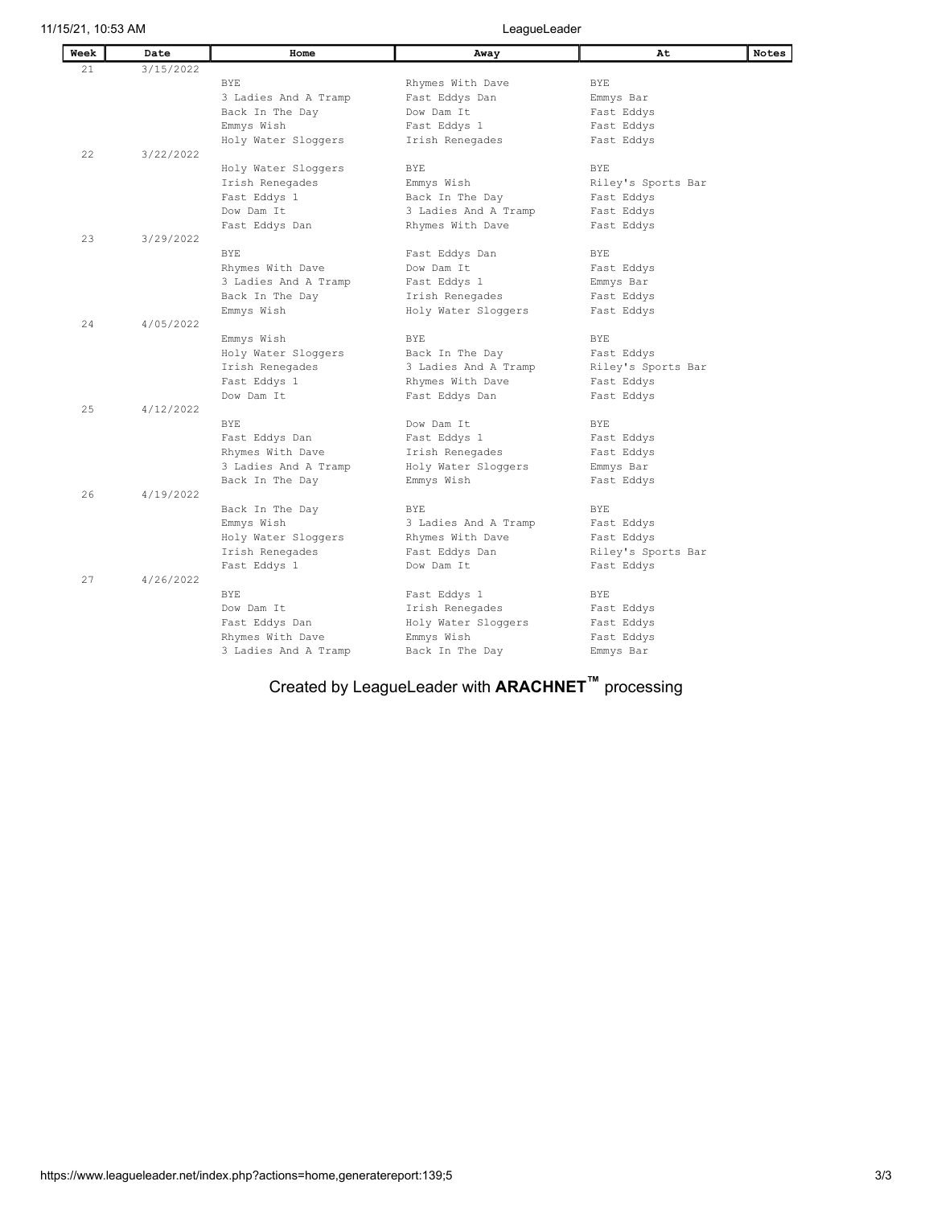| Week | Date | Home | Away | At | Notes |
|---|---|---|---|---|---|
| 21 | 3/15/2022 | | | | |
| | | BYE | Rhymes With Dave | BYE | |
| | | 3 Ladies And A Tramp | Fast Eddys Dan | Emmys Bar | |
| | | Back In The Day | Dow Dam It | Fast Eddys | |
| | | Emmys Wish | Fast Eddys 1 | Fast Eddys | |
| | | Holy Water Sloggers | Irish Renegades | Fast Eddys | |
| 22 | 3/22/2022 | | | | |
| | | Holy Water Sloggers | BYE | BYE | |
| | | Irish Renegades | Emmys Wish | Riley's Sports Bar | |
| | | Fast Eddys 1 | Back In The Day | Fast Eddys | |
| | | Dow Dam It | 3 Ladies And A Tramp | Fast Eddys | |
| | | Fast Eddys Dan | Rhymes With Dave | Fast Eddys | |
| 23 | 3/29/2022 | | | | |
| | | BYE | Fast Eddys Dan | BYE | |
| | | Rhymes With Dave | Dow Dam It | Fast Eddys | |
| | | 3 Ladies And A Tramp | Fast Eddys 1 | Emmys Bar | |
| | | Back In The Day | Irish Renegades | Fast Eddys | |
| | | Emmys Wish | Holy Water Sloggers | Fast Eddys | |
| 24 | 4/05/2022 | | | | |
| | | Emmys Wish | BYE | BYE | |
| | | Holy Water Sloggers | Back In The Day | Fast Eddys | |
| | | Irish Renegades | 3 Ladies And A Tramp | Riley's Sports Bar | |
| | | Fast Eddys 1 | Rhymes With Dave | Fast Eddys | |
| | | Dow Dam It | Fast Eddys Dan | Fast Eddys | |
| 25 | 4/12/2022 | | | | |
| | | BYE | Dow Dam It | BYE | |
| | | Fast Eddys Dan | Fast Eddys 1 | Fast Eddys | |
| | | Rhymes With Dave | Irish Renegades | Fast Eddys | |
| | | 3 Ladies And A Tramp | Holy Water Sloggers | Emmys Bar | |
| | | Back In The Day | Emmys Wish | Fast Eddys | |
| 26 | 4/19/2022 | | | | |
| | | Back In The Day | BYE | BYE | |
| | | Emmys Wish | 3 Ladies And A Tramp | Fast Eddys | |
| | | Holy Water Sloggers | Rhymes With Dave | Fast Eddys | |
| | | Irish Renegades | Fast Eddys Dan | Riley's Sports Bar | |
| | | Fast Eddys 1 | Dow Dam It | Fast Eddys | |
| 27 | 4/26/2022 | | | | |
| | | BYE | Fast Eddys 1 | BYE | |
| | | Dow Dam It | Irish Renegades | Fast Eddys | |
| | | Fast Eddys Dan | Holy Water Sloggers | Fast Eddys | |
| | | Rhymes With Dave | Emmys Wish | Fast Eddys | |
| | | 3 Ladies And A Tramp | Back In The Day | Emmys Bar | |

Created by LeagueLeader with **ARACHNET™** processing